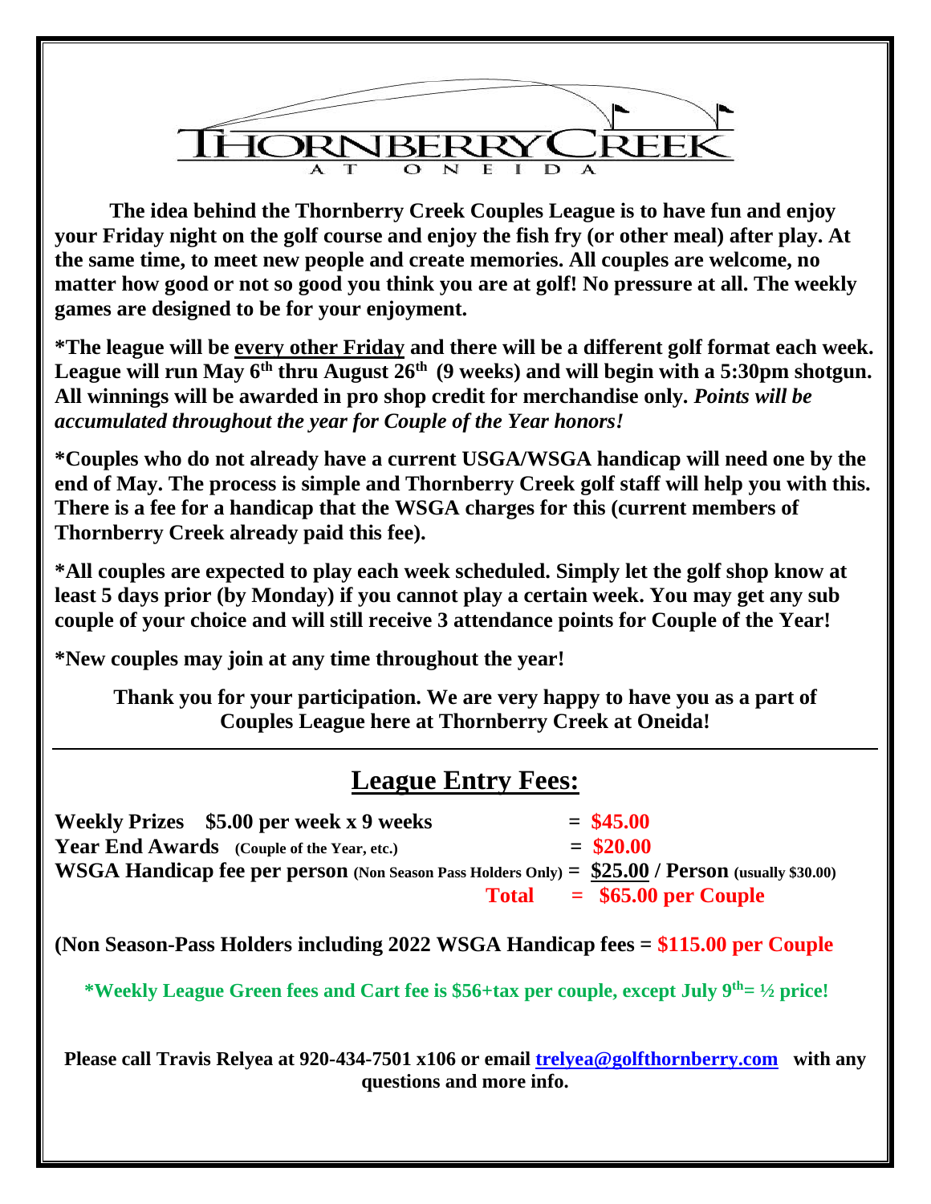THORNBERRY CREEK
AT ONEIDA

**The idea behind the Thornberry Creek Couples League is to have fun and enjoy your Friday night on the golf course and enjoy the fish fry (or other meal) after play. At the same time, to meet new people and create memories. All couples are welcome, no matter how good or not so good you think you are at golf! No pressure at all. The weekly games are designed to be for your enjoyment.**

**\*The league will be <u>every other Friday</u> and there will be a different golf format each week. League will run May 6th thru August 26th (9 weeks) and will begin with a 5:30pm shotgun. All winnings will be awarded in pro shop credit for merchandise only. *Points will be accumulated throughout the year for Couple of the Year honors!***

**\*Couples who do not already have a current USGA/WSGA handicap will need one by the end of May. The process is simple and Thornberry Creek golf staff will help you with this. There is a fee for a handicap that the WSGA charges for this (current members of Thornberry Creek already paid this fee).**

**\*All couples are expected to play each week scheduled. Simply let the golf shop know at least 5 days prior (by Monday) if you cannot play a certain week. You may get any sub couple of your choice and will still receive 3 attendance points for Couple of the Year!**

**\*New couples may join at any time throughout the year!**

**Thank you for your participation. We are very happy to have you as a part of Couples League here at Thornberry Creek at Oneida!**

---

## League Entry Fees:

**Weekly Prizes $5.00 per week x 9 weeks = $45.00**
**Year End Awards (Couple of the Year, etc.) = $20.00**
**WSGA Handicap fee per person (Non Season Pass Holders Only) = <u>$25.00</u> / Person (usually $30.00)**
**Total = $65.00 per Couple**

**(Non Season-Pass Holders including 2022 WSGA Handicap fees = $115.00 per Couple**

**\*Weekly League Green fees and Cart fee is $56+tax per couple, except July 9th= ½ price!**

**Please call Travis Relyea at 920-434-7501 x106 or email [trelyea@golfthornberry.com](mailto:trelyea@golfthornberry.com) with any questions and more info.**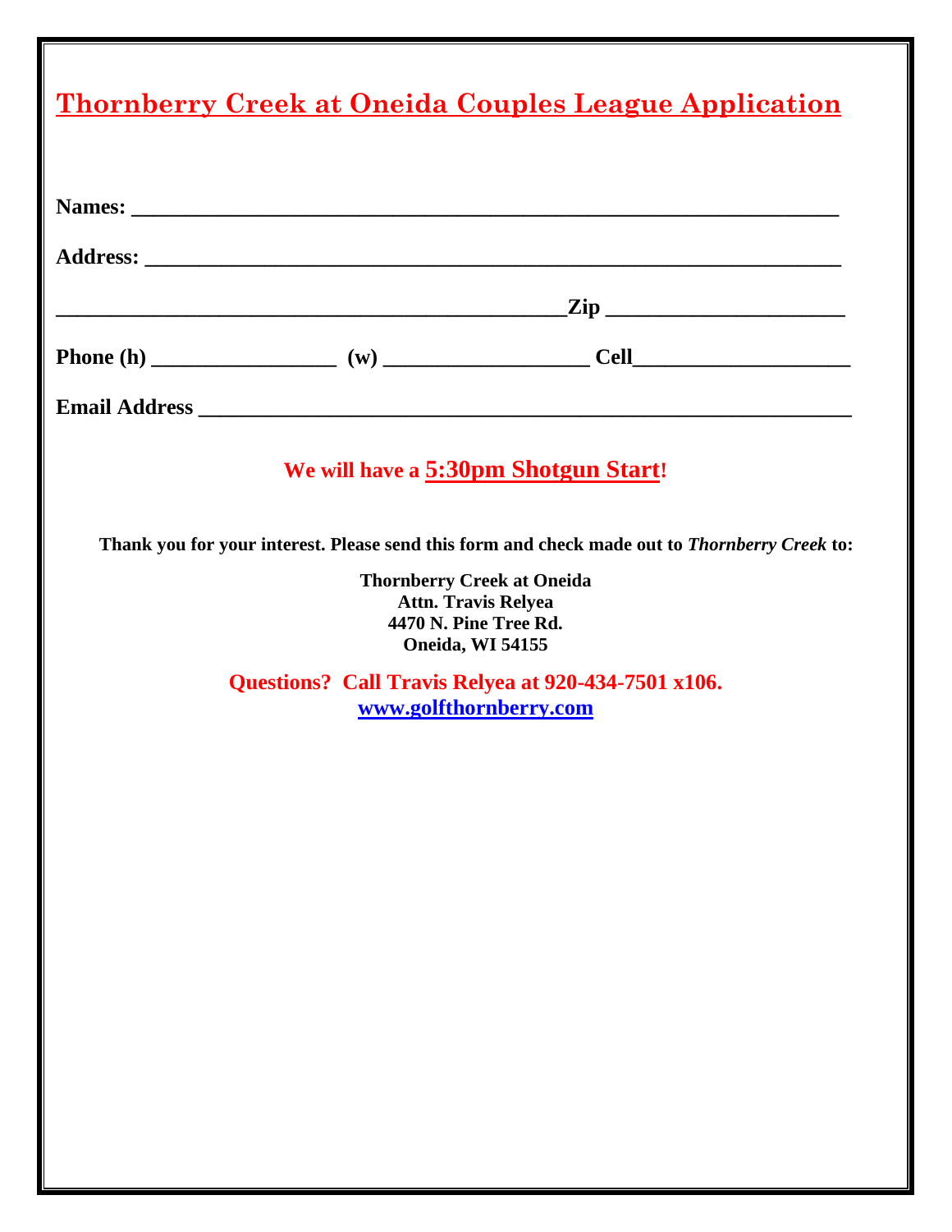# Thornberry Creek at Oneida Couples League Application

**Names:** ___________________________________________________________________

**Address:** _________________________________________________________________

_______________________________________________**Zip** _____________________

**Phone (h)** _________________ **(w)** ___________________ **Cell**____________________

**Email Address** _____________________________________________________________

**We will have a 5:30pm Shotgun Start!**

**Thank you for your interest. Please send this form and check made out to *Thornberry Creek* to:**

**Thornberry Creek at Oneida**
**Attn. Travis Relyea**
**4470 N. Pine Tree Rd.**
**Oneida, WI 54155**

**Questions? Call Travis Relyea at 920-434-7501 x106.**
**www.golfthornberry.com**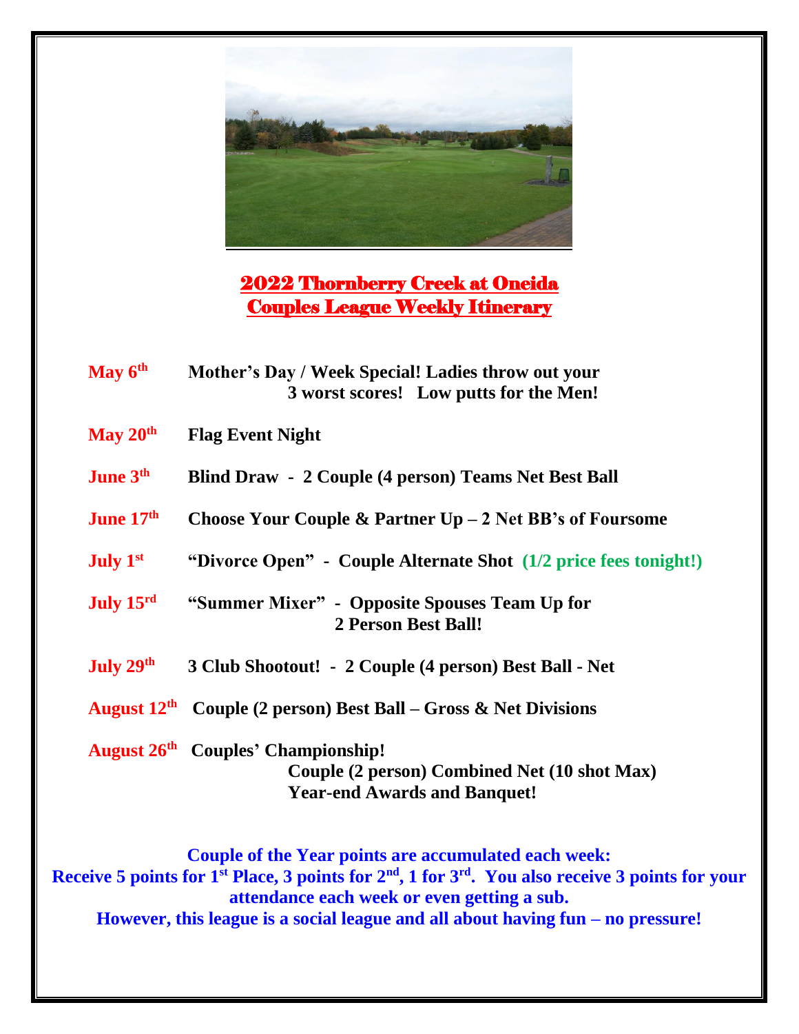# 2022 Thornberry Creek at Oneida
# Couples League Weekly Itinerary

| | |
|---|---|
| **May 6th** | **Mother's Day / Week Special! Ladies throw out your 3 worst scores! Low putts for the Men!** |
| **May 20th** | **Flag Event Night** |
| **June 3rd** | **Blind Draw - 2 Couple (4 person) Teams Net Best Ball** |
| **June 17th** | **Choose Your Couple & Partner Up – 2 Net BB's of Foursome** |
| **July 1st** | **"Divorce Open" - Couple Alternate Shot (1/2 price fees tonight!)** |
| **July 15rd** | **"Summer Mixer" - Opposite Spouses Team Up for 2 Person Best Ball!** |
| **July 29th** | **3 Club Shootout! - 2 Couple (4 person) Best Ball - Net** |
| **August 12th** | **Couple (2 person) Best Ball – Gross & Net Divisions** |
| **August 26th** | **Couples' Championship! Couple (2 person) Combined Net (10 shot Max) Year-end Awards and Banquet!** |

**Couple of the Year points are accumulated each week:**
**Receive 5 points for 1st Place, 3 points for 2nd, 1 for 3rd. You also receive 3 points for your attendance each week or even getting a sub.**
**However, this league is a social league and all about having fun – no pressure!**